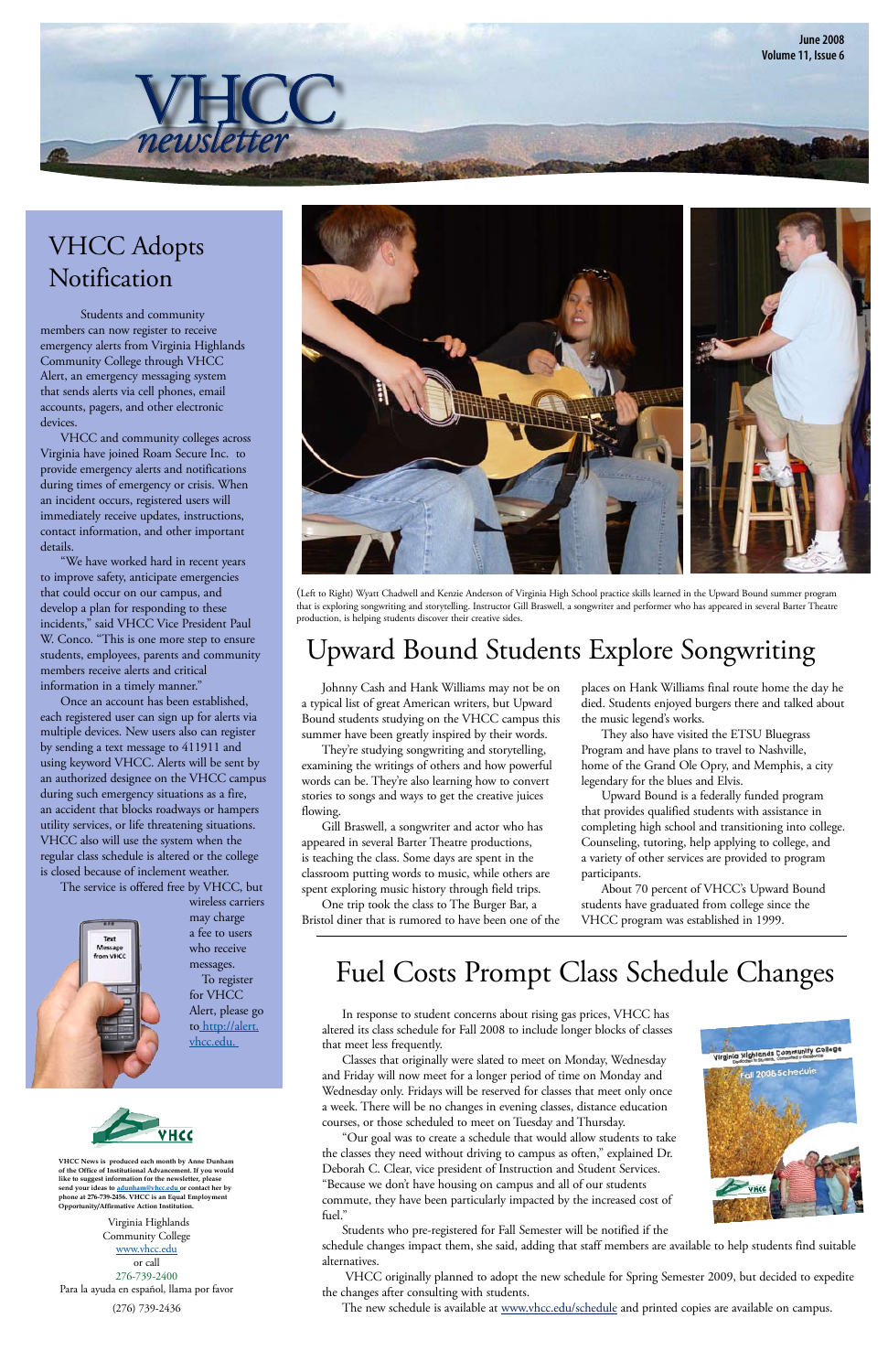# VHCC newsletter

June 2008
Volume 11, Issue 6

## VHCC Adopts Notification

Students and community members can now register to receive emergency alerts from Virginia Highlands Community College through VHCC Alert, an emergency messaging system that sends alerts via cell phones, email accounts, pagers, and other electronic devices.

VHCC and community colleges across Virginia have joined Roam Secure Inc. to provide emergency alerts and notifications during times of emergency or crisis. When an incident occurs, registered users will immediately receive updates, instructions, contact information, and other important details.

"We have worked hard in recent years to improve safety, anticipate emergencies that could occur on our campus, and develop a plan for responding to these incidents," said VHCC Vice President Paul W. Conco. "This is one more step to ensure students, employees, parents and community members receive alerts and critical information in a timely manner."

Once an account has been established, each registered user can sign up for alerts via multiple devices. New users also can register by sending a text message to 411911 and using keyword VHCC. Alerts will be sent by an authorized designee on the VHCC campus during such emergency situations as a fire, an accident that blocks roadways or hampers utility services, or life threatening situations. VHCC also will use the system when the regular class schedule is altered or the college is closed because of inclement weather.

The service is offered free by VHCC, but wireless carriers may charge a fee to users who receive messages.

To register for VHCC Alert, please go to http://alert.vhcc.edu.

(Left to Right) Wyatt Chadwell and Kenzie Anderson of Virginia High School practice skills learned in the Upward Bound summer program that is exploring songwriting and storytelling. Instructor Gill Braswell, a songwriter and performer who has appeared in several Barter Theatre production, is helping students discover their creative sides.

## Upward Bound Students Explore Songwriting

Johnny Cash and Hank Williams may not be on a typical list of great American writers, but Upward Bound students studying on the VHCC campus this summer have been greatly inspired by their words.

They're studying songwriting and storytelling, examining the writings of others and how powerful words can be. They're also learning how to convert stories to songs and ways to get the creative juices flowing.

Gill Braswell, a songwriter and actor who has appeared in several Barter Theatre productions, is teaching the class. Some days are spent in the classroom putting words to music, while others are spent exploring music history through field trips.

One trip took the class to The Burger Bar, a Bristol diner that is rumored to have been one of the places on Hank Williams final route home the day he died. Students enjoyed burgers there and talked about the music legend's works.

They also have visited the ETSU Bluegrass Program and have plans to travel to Nashville, home of the Grand Ole Opry, and Memphis, a city legendary for the blues and Elvis.

Upward Bound is a federally funded program that provides qualified students with assistance in completing high school and transitioning into college. Counseling, tutoring, help applying to college, and a variety of other services are provided to program participants.

About 70 percent of VHCC's Upward Bound students have graduated from college since the VHCC program was established in 1999.

## Fuel Costs Prompt Class Schedule Changes

In response to student concerns about rising gas prices, VHCC has altered its class schedule for Fall 2008 to include longer blocks of classes that meet less frequently.

Classes that originally were slated to meet on Monday, Wednesday and Friday will now meet for a longer period of time on Monday and Wednesday only. Fridays will be reserved for classes that meet only once a week. There will be no changes in evening classes, distance education courses, or those scheduled to meet on Tuesday and Thursday.

"Our goal was to create a schedule that would allow students to take the classes they need without driving to campus as often," explained Dr. Deborah C. Clear, vice president of Instruction and Student Services. "Because we don't have housing on campus and all of our students commute, they have been particularly impacted by the increased cost of fuel."

Students who pre-registered for Fall Semester will be notified if the schedule changes impact them, she said, adding that staff members are available to help students find suitable alternatives.

VHCC originally planned to adopt the new schedule for Spring Semester 2009, but decided to expedite the changes after consulting with students.

The new schedule is available at www.vhcc.edu/schedule and printed copies are available on campus.

**VHCC News is produced each month by Anne Dunham of the Office of Institutional Advancement. If you would like to suggest information for the newsletter, please send your ideas to adunham@vhcc.edu or contact her by phone at 276-739-2456. VHCC is an Equal Employment Opportunity/Affirmative Action Institution.**

Virginia Highlands Community College
www.vhcc.edu
or call
276-739-2400
Para la ayuda en español, llama por favor
(276) 739-2436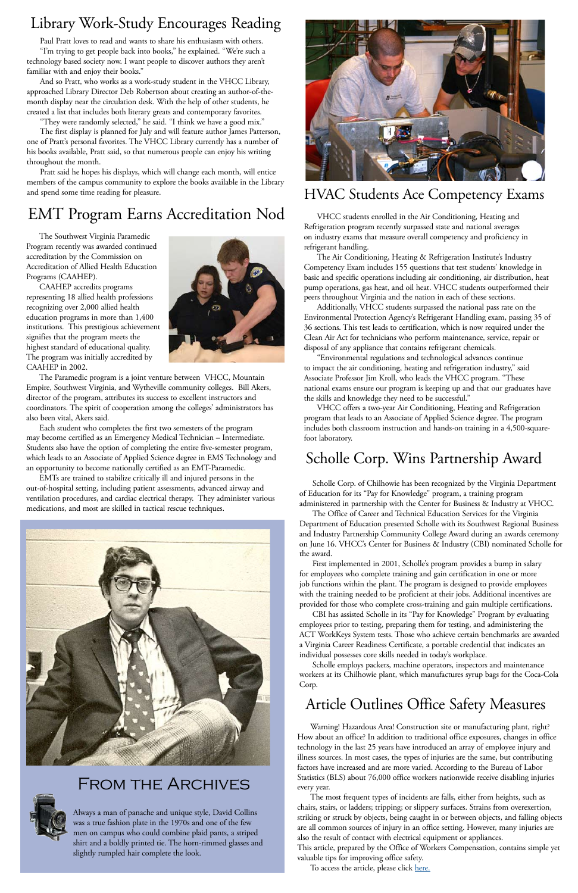# Library Work-Study Encourages Reading

Paul Pratt loves to read and wants to share his enthusiasm with others.

"I'm trying to get people back into books," he explained. "We're such a technology based society now. I want people to discover authors they aren't familiar with and enjoy their books."

And so Pratt, who works as a work-study student in the VHCC Library, approached Library Director Deb Robertson about creating an author-of-the-month display near the circulation desk. With the help of other students, he created a list that includes both literary greats and contemporary favorites.

"They were randomly selected," he said. "I think we have a good mix."

The first display is planned for July and will feature author James Patterson, one of Pratt's personal favorites. The VHCC Library currently has a number of his books available, Pratt said, so that numerous people can enjoy his writing throughout the month.

Pratt said he hopes his displays, which will change each month, will entice members of the campus community to explore the books available in the Library and spend some time reading for pleasure.

# EMT Program Earns Accreditation Nod

The Southwest Virginia Paramedic Program recently was awarded continued accreditation by the Commission on Accreditation of Allied Health Education Programs (CAAHEP).

CAAHEP accredits programs representing 18 allied health professions recognizing over 2,000 allied health education programs in more than 1,400 institutions. This prestigious achievement signifies that the program meets the highest standard of educational quality. The program was initially accredited by CAAHEP in 2002.

The Paramedic program is a joint venture between VHCC, Mountain Empire, Southwest Virginia, and Wytheville community colleges. Bill Akers, director of the program, attributes its success to excellent instructors and coordinators. The spirit of cooperation among the colleges' administrators has also been vital, Akers said.

Each student who completes the first two semesters of the program may become certified as an Emergency Medical Technician – Intermediate. Students also have the option of completing the entire five-semester program, which leads to an Associate of Applied Science degree in EMS Technology and an opportunity to become nationally certified as an EMT-Paramedic.

EMTs are trained to stabilize critically ill and injured persons in the out-of-hospital setting, including patient assessments, advanced airway and ventilation procedures, and cardiac electrical therapy. They administer various medications, and most are skilled in tactical rescue techniques.

# From the Archives

Always a man of panache and unique style, David Collins was a true fashion plate in the 1970s and one of the few men on campus who could combine plaid pants, a striped shirt and a boldly printed tie. The horn-rimmed glasses and slightly rumpled hair complete the look.

# HVAC Students Ace Competency Exams

VHCC students enrolled in the Air Conditioning, Heating and Refrigeration program recently surpassed state and national averages on industry exams that measure overall competency and proficiency in refrigerant handling.

The Air Conditioning, Heating & Refrigeration Institute's Industry Competency Exam includes 155 questions that test students' knowledge in basic and specific operations including air conditioning, air distribution, heat pump operations, gas heat, and oil heat. VHCC students outperformed their peers throughout Virginia and the nation in each of these sections.

Additionally, VHCC students surpassed the national pass rate on the Environmental Protection Agency's Refrigerant Handling exam, passing 35 of 36 sections. This test leads to certification, which is now required under the Clean Air Act for technicians who perform maintenance, service, repair or disposal of any appliance that contains refrigerant chemicals.

"Environmental regulations and technological advances continue to impact the air conditioning, heating and refrigeration industry," said Associate Professor Jim Kroll, who leads the VHCC program. "These national exams ensure our program is keeping up and that our graduates have the skills and knowledge they need to be successful."

VHCC offers a two-year Air Conditioning, Heating and Refrigeration program that leads to an Associate of Applied Science degree. The program includes both classroom instruction and hands-on training in a 4,500-square-foot laboratory.

# Scholle Corp. Wins Partnership Award

Scholle Corp. of Chilhowie has been recognized by the Virginia Department of Education for its "Pay for Knowledge" program, a training program administered in partnership with the Center for Business & Industry at VHCC.

The Office of Career and Technical Education Services for the Virginia Department of Education presented Scholle with its Southwest Regional Business and Industry Partnership Community College Award during an awards ceremony on June 16. VHCC's Center for Business & Industry (CBI) nominated Scholle for the award.

First implemented in 2001, Scholle's program provides a bump in salary for employees who complete training and gain certification in one or more job functions within the plant. The program is designed to provide employees with the training needed to be proficient at their jobs. Additional incentives are provided for those who complete cross-training and gain multiple certifications.

CBI has assisted Scholle in its "Pay for Knowledge" Program by evaluating employees prior to testing, preparing them for testing, and administering the ACT WorkKeys System tests. Those who achieve certain benchmarks are awarded a Virginia Career Readiness Certificate, a portable credential that indicates an individual possesses core skills needed in today's workplace.

Scholle employs packers, machine operators, inspectors and maintenance workers at its Chilhowie plant, which manufactures syrup bags for the Coca-Cola Corp.

# Article Outlines Office Safety Measures

Warning! Hazardous Area! Construction site or manufacturing plant, right? How about an office? In addition to traditional office exposures, changes in office technology in the last 25 years have introduced an array of employee injury and illness sources. In most cases, the types of injuries are the same, but contributing factors have increased and are more varied. According to the Bureau of Labor Statistics (BLS) about 76,000 office workers nationwide receive disabling injuries every year.

The most frequent types of incidents are falls, either from heights, such as chairs, stairs, or ladders; tripping; or slippery surfaces. Strains from overexertion, striking or struck by objects, being caught in or between objects, and falling objects are all common sources of injury in an office setting. However, many injuries are also the result of contact with electrical equipment or appliances.

This article, prepared by the Office of Workers Compensation, contains simple yet valuable tips for improving office safety.

To access the article, please click here.